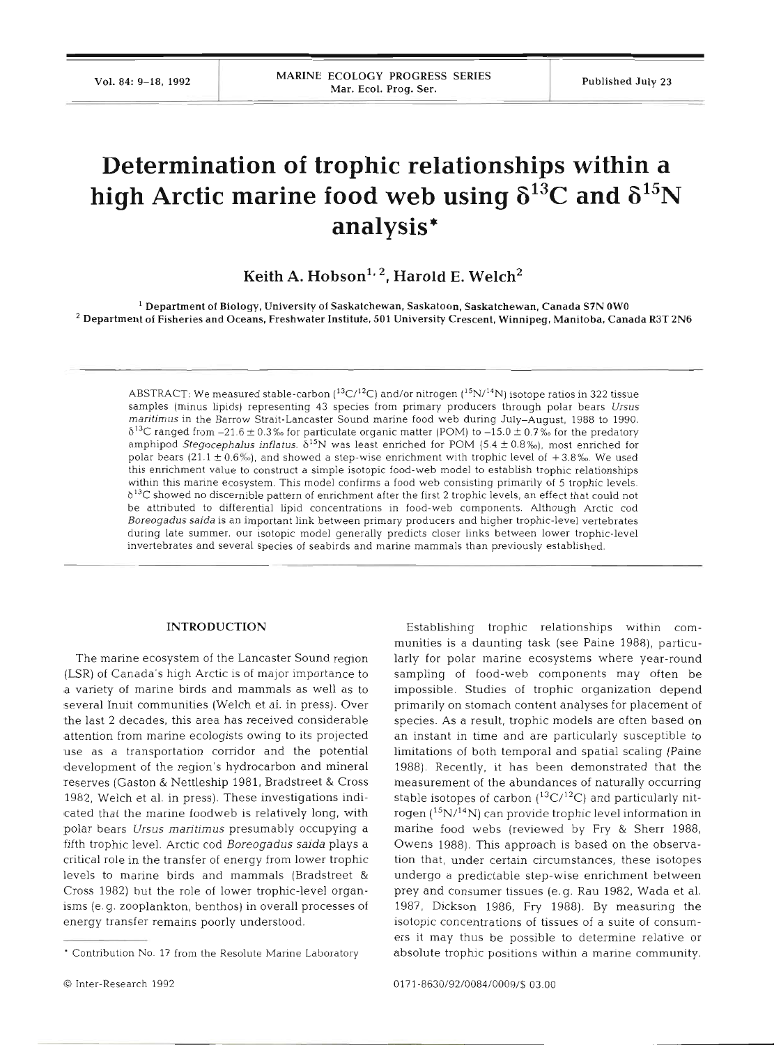# Determination of trophic relationships within a high Arctic marine food web using $\delta^{13}C$ and $\delta^{15}N$ analysis*

**Keith A. Hobson[1,2], Harold E. Welch[2]**

[1] Department of Biology, University of Saskatchewan, Saskatoon, Saskatchewan, Canada S7N 0W0
[2] Department of Fisheries and Oceans, Freshwater Institute, 501 University Crescent, Winnipeg, Manitoba, Canada R3T 2N6

ABSTRACT: We measured stable-carbon ($^{13}C/^{12}C$) and/or nitrogen ($^{15}N/^{14}N$) isotope ratios in 322 tissue samples (minus lipids) representing 43 species from primary producers through polar bears *Ursus maritimus* in the Barrow Strait-Lancaster Sound marine food web during July–August, 1988 to 1990. $\delta^{13}C$ ranged from $-21.6 \pm 0.3$‰ for particulate organic matter (POM) to $-15.0 \pm 0.7$‰ for the predatory amphipod *Stegocephalus inflatus*. $\delta^{15}N$ was least enriched for POM ($5.4 \pm 0.8$‰), most enriched for polar bears ($21.1 \pm 0.6$‰), and showed a step-wise enrichment with trophic level of $+3.8$‰. We used this enrichment value to construct a simple isotopic food-web model to establish trophic relationships within this marine ecosystem. This model confirms a food web consisting primarily of 5 trophic levels. $\delta^{13}C$ showed no discernible pattern of enrichment after the first 2 trophic levels, an effect that could not be attributed to differential lipid concentrations in food-web components. Although Arctic cod *Boreogadus saida* is an important link between primary producers and higher trophic-level vertebrates during late summer, our isotopic model generally predicts closer links between lower trophic-level invertebrates and several species of seabirds and marine mammals than previously established.

## INTRODUCTION

The marine ecosystem of the Lancaster Sound region (LSR) of Canada's high Arctic is of major importance to a variety of marine birds and mammals as well as to several Inuit communities (Welch et al. in press). Over the last 2 decades, this area has received considerable attention from marine ecologists owing to its projected use as a transportation corridor and the potential development of the region's hydrocarbon and mineral reserves (Gaston & Nettleship 1981, Bradstreet & Cross 1982, Welch et al. in press). These investigations indicated that the marine foodweb is relatively long, with polar bears *Ursus maritimus* presumably occupying a fifth trophic level. Arctic cod *Boreogadus saida* plays a critical role in the transfer of energy from lower trophic levels to marine birds and mammals (Bradstreet & Cross 1982) but the role of lower trophic-level organisms (e.g. zooplankton, benthos) in overall processes of energy transfer remains poorly understood.

Establishing trophic relationships within communities is a daunting task (see Paine 1988), particularly for polar marine ecosystems where year-round sampling of food-web components may often be impossible. Studies of trophic organization depend primarily on stomach content analyses for placement of species. As a result, trophic models are often based on an instant in time and are particularly susceptible to limitations of both temporal and spatial scaling (Paine 1988). Recently, it has been demonstrated that the measurement of the abundances of naturally occurring stable isotopes of carbon ($^{13}C/^{12}C$) and particularly nitrogen ($^{15}N/^{14}N$) can provide trophic level information in marine food webs (reviewed by Fry & Sherr 1988, Owens 1988). This approach is based on the observation that, under certain circumstances, these isotopes undergo a predictable step-wise enrichment between prey and consumer tissues (e.g. Rau 1982, Wada et al. 1987, Dickson 1986, Fry 1988). By measuring the isotopic concentrations of tissues of a suite of consumers it may thus be possible to determine relative or absolute trophic positions within a marine community.

* Contribution No. 17 from the Resolute Marine Laboratory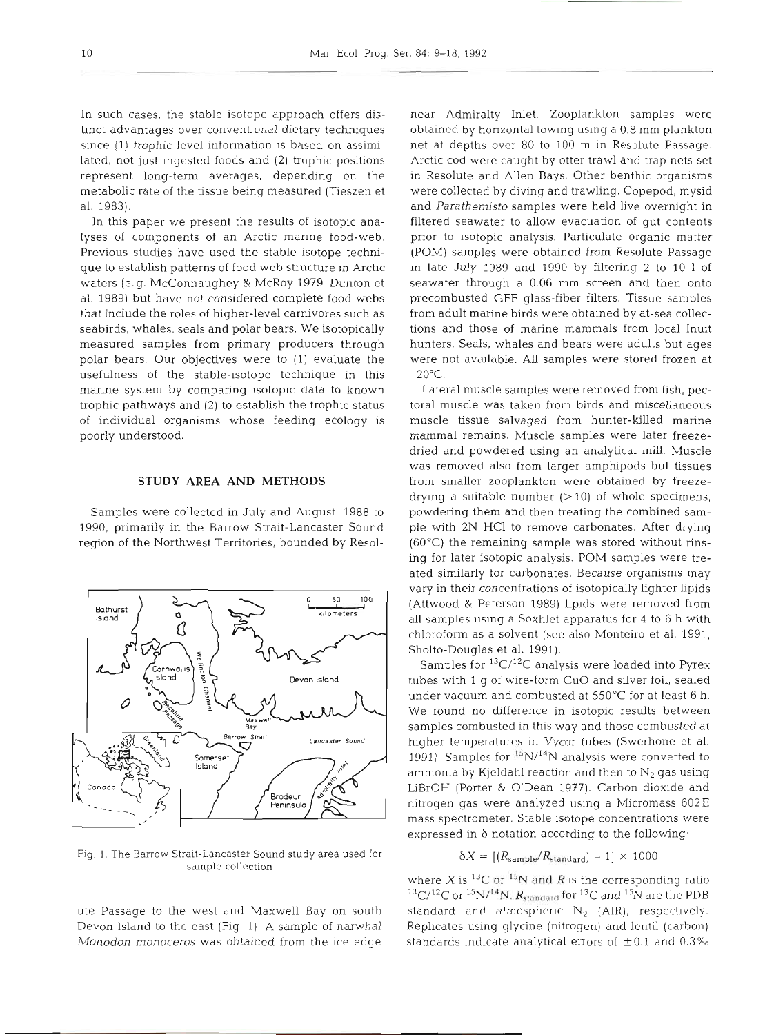In such cases, the stable isotope approach offers distinct advantages over conventional dietary techniques since (1) trophic-level information is based on assimilated, not just ingested foods and (2) trophic positions represent long-term averages, depending on the metabolic rate of the tissue being measured (Tieszen et al. 1983).

In this paper we present the results of isotopic analyses of components of an Arctic marine food-web. Previous studies have used the stable isotope technique to establish patterns of food web structure in Arctic waters (e.g. McConnaughey & McRoy 1979, Dunton et al. 1989) but have not considered complete food webs that include the roles of higher-level carnivores such as seabirds, whales, seals and polar bears. We isotopically measured samples from primary producers through polar bears. Our objectives were to (1) evaluate the usefulness of the stable-isotope technique in this marine system by comparing isotopic data to known trophic pathways and (2) to establish the trophic status of individual organisms whose feeding ecology is poorly understood.

## STUDY AREA AND METHODS

Samples were collected in July and August, 1988 to 1990, primarily in the Barrow Strait-Lancaster Sound region of the Northwest Territories, bounded by Resolute Passage to the west and Maxwell Bay on south Devon Island to the east (Fig. 1). A sample of narwhal *Monodon monoceros* was obtained from the ice edge near Admiralty Inlet. Zooplankton samples were obtained by horizontal towing using a 0.8 mm plankton net at depths over 80 to 100 m in Resolute Passage. Arctic cod were caught by otter trawl and trap nets set in Resolute and Allen Bays. Other benthic organisms were collected by diving and trawling. Copepod, mysid and *Parathemisto* samples were held live overnight in filtered seawater to allow evacuation of gut contents prior to isotopic analysis. Particulate organic matter (POM) samples were obtained from Resolute Passage in late July 1989 and 1990 by filtering 2 to 10 l of seawater through a 0.06 mm screen and then onto precombusted GFF glass-fiber filters. Tissue samples from adult marine birds were obtained by at-sea collections and those of marine mammals from local Inuit hunters. Seals, whales and bears were adults but ages were not available. All samples were stored frozen at −20°C.

Fig. 1. The Barrow Strait-Lancaster Sound study area used for sample collection

Lateral muscle samples were removed from fish, pectoral muscle was taken from birds and miscellaneous muscle tissue salvaged from hunter-killed marine mammal remains. Muscle samples were later freeze-dried and powdered using an analytical mill. Muscle was removed also from larger amphipods but tissues from smaller zooplankton were obtained by freeze-drying a suitable number (>10) of whole specimens, powdering them and then treating the combined sample with 2N HCl to remove carbonates. After drying (60°C) the remaining sample was stored without rinsing for later isotopic analysis. POM samples were treated similarly for carbonates. Because organisms may vary in their concentrations of isotopically lighter lipids (Attwood & Peterson 1989) lipids were removed from all samples using a Soxhlet apparatus for 4 to 6 h with chloroform as a solvent (see also Monteiro et al. 1991, Sholto-Douglas et al. 1991).

Samples for $^{13}C/^{12}C$ analysis were loaded into Pyrex tubes with 1 g of wire-form CuO and silver foil, sealed under vacuum and combusted at 550°C for at least 6 h. We found no difference in isotopic results between samples combusted in this way and those combusted at higher temperatures in Vycor tubes (Swerhone et al. 1991). Samples for $^{15}N/^{14}N$ analysis were converted to ammonia by Kjeldahl reaction and then to $N_2$ gas using LiBrOH (Porter & O'Dean 1977). Carbon dioxide and nitrogen gas were analyzed using a Micromass 602E mass spectrometer. Stable isotope concentrations were expressed in $\delta$ notation according to the following:

$$\delta X = [(R_{sample}/R_{standard}) - 1] \times 1000$$

where $X$ is $^{13}C$ or $^{15}N$ and $R$ is the corresponding ratio $^{13}C/^{12}C$ or $^{15}N/^{14}N$. $R_{standard}$ for $^{13}C$ and $^{15}N$ are the PDB standard and atmospheric $N_2$ (AIR), respectively. Replicates using glycine (nitrogen) and lentil (carbon) standards indicate analytical errors of ±0.1 and 0.3‰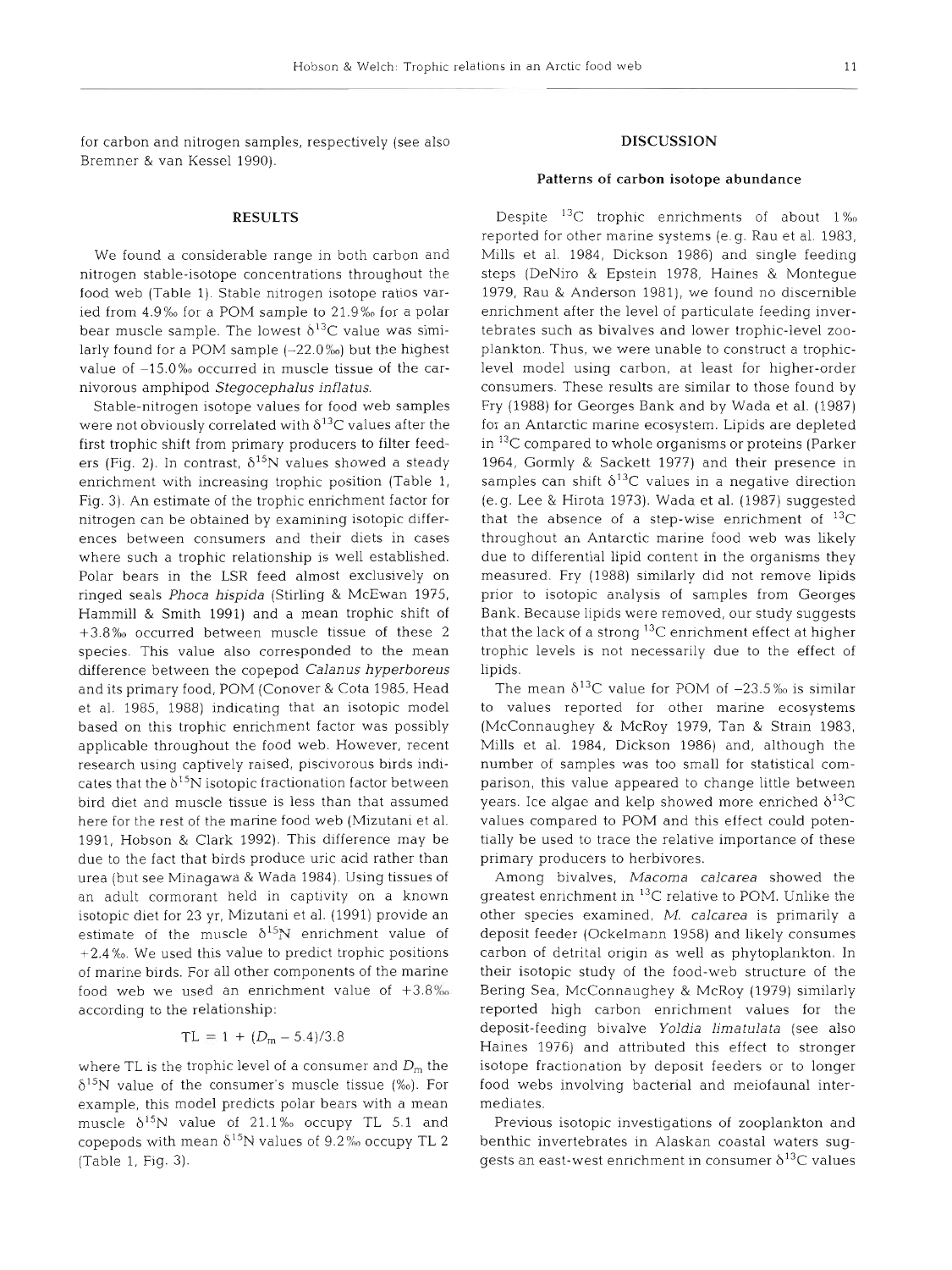for carbon and nitrogen samples, respectively (see also Bremner & van Kessel 1990).

## RESULTS

We found a considerable range in both carbon and nitrogen stable-isotope concentrations throughout the food web (Table 1). Stable nitrogen isotope ratios varied from 4.9‰ for a POM sample to 21.9‰ for a polar bear muscle sample. The lowest $\delta^{13}C$ value was similarly found for a POM sample (−22.0‰) but the highest value of −15.0‰ occurred in muscle tissue of the carnivorous amphipod *Stegocephalus inflatus*.

Stable-nitrogen isotope values for food web samples were not obviously correlated with $\delta^{13}C$ values after the first trophic shift from primary producers to filter feeders (Fig. 2). In contrast, $\delta^{15}N$ values showed a steady enrichment with increasing trophic position (Table 1, Fig. 3). An estimate of the trophic enrichment factor for nitrogen can be obtained by examining isotopic differences between consumers and their diets in cases where such a trophic relationship is well established. Polar bears in the LSR feed almost exclusively on ringed seals *Phoca hispida* (Stirling & McEwan 1975, Hammill & Smith 1991) and a mean trophic shift of +3.8‰ occurred between muscle tissue of these 2 species. This value also corresponded to the mean difference between the copepod *Calanus hyperboreus* and its primary food, POM (Conover & Cota 1985, Head et al. 1985, 1988) indicating that an isotopic model based on this trophic enrichment factor was possibly applicable throughout the food web. However, recent research using captively raised, piscivorous birds indicates that the $\delta^{15}N$ isotopic fractionation factor between bird diet and muscle tissue is less than that assumed here for the rest of the marine food web (Mizutani et al. 1991, Hobson & Clark 1992). This difference may be due to the fact that birds produce uric acid rather than urea (but see Minagawa & Wada 1984). Using tissues of an adult cormorant held in captivity on a known isotopic diet for 23 yr, Mizutani et al. (1991) provide an estimate of the muscle $\delta^{15}N$ enrichment value of +2.4‰. We used this value to predict trophic positions of marine birds. For all other components of the marine food web we used an enrichment value of +3.8‰ according to the relationship:

$$TL = 1 + (D_m - 5.4)/3.8$$

where TL is the trophic level of a consumer and $D_m$ the $\delta^{15}N$ value of the consumer's muscle tissue (‰). For example, this model predicts polar bears with a mean muscle $\delta^{15}N$ value of 21.1‰ occupy TL 5.1 and copepods with mean $\delta^{15}N$ values of 9.2‰ occupy TL 2 (Table 1, Fig. 3).

## DISCUSSION

### Patterns of carbon isotope abundance

Despite $^{13}C$ trophic enrichments of about 1‰ reported for other marine systems (e.g. Rau et al. 1983, Mills et al. 1984, Dickson 1986) and single feeding steps (DeNiro & Epstein 1978, Haines & Montegue 1979, Rau & Anderson 1981), we found no discernible enrichment after the level of particulate feeding invertebrates such as bivalves and lower trophic-level zooplankton. Thus, we were unable to construct a trophic-level model using carbon, at least for higher-order consumers. These results are similar to those found by Fry (1988) for Georges Bank and by Wada et al. (1987) for an Antarctic marine ecosystem. Lipids are depleted in $^{13}C$ compared to whole organisms or proteins (Parker 1964, Gormly & Sackett 1977) and their presence in samples can shift $\delta^{13}C$ values in a negative direction (e.g. Lee & Hirota 1973). Wada et al. (1987) suggested that the absence of a step-wise enrichment of $^{13}C$ throughout an Antarctic marine food web was likely due to differential lipid content in the organisms they measured. Fry (1988) similarly did not remove lipids prior to isotopic analysis of samples from Georges Bank. Because lipids were removed, our study suggests that the lack of a strong $^{13}C$ enrichment effect at higher trophic levels is not necessarily due to the effect of lipids.

The mean $\delta^{13}C$ value for POM of −23.5‰ is similar to values reported for other marine ecosystems (McConnaughey & McRoy 1979, Tan & Strain 1983, Mills et al. 1984, Dickson 1986) and, although the number of samples was too small for statistical comparison, this value appeared to change little between years. Ice algae and kelp showed more enriched $\delta^{13}C$ values compared to POM and this effect could potentially be used to trace the relative importance of these primary producers to herbivores.

Among bivalves, *Macoma calcarea* showed the greatest enrichment in $^{13}C$ relative to POM. Unlike the other species examined, *M. calcarea* is primarily a deposit feeder (Ockelmann 1958) and likely consumes carbon of detrital origin as well as phytoplankton. In their isotopic study of the food-web structure of the Bering Sea, McConnaughey & McRoy (1979) similarly reported high carbon enrichment values for the deposit-feeding bivalve *Yoldia limatulata* (see also Haines 1976) and attributed this effect to stronger isotope fractionation by deposit feeders or to longer food webs involving bacterial and meiofaunal intermediates.

Previous isotopic investigations of zooplankton and benthic invertebrates in Alaskan coastal waters suggests an east-west enrichment in consumer $\delta^{13}C$ values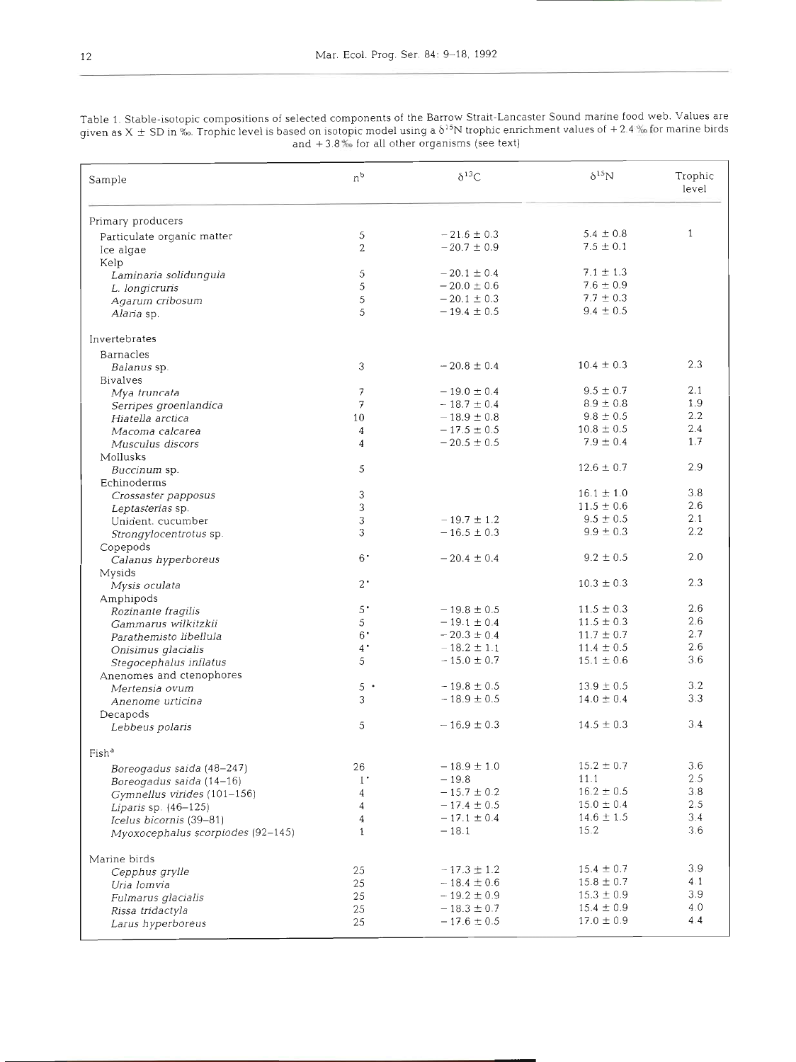Table 1. Stable-isotopic compositions of selected components of the Barrow Strait-Lancaster Sound marine food web. Values are given as X ± SD in ‰. Trophic level is based on isotopic model using a $\delta^{15}N$ trophic enrichment values of +2.4 ‰ for marine birds and +3.8 ‰ for all other organisms (see text)

| Sample | n[b] | $\delta^{13}C$ | $\delta^{15}N$ | Trophic level |
|---|---|---|---|---|
| **Primary producers** | | | | |
| Particulate organic matter | 5 | −21.6 ± 0.3 | 5.4 ± 0.8 | 1 |
| Ice algae | 2 | −20.7 ± 0.9 | 7.5 ± 0.1 | |
| Kelp | | | | |
| *Laminaria solidungula* | 5 | −20.1 ± 0.4 | 7.1 ± 1.3 | |
| *L. longicruris* | 5 | −20.0 ± 0.6 | 7.6 ± 0.9 | |
| *Agarum cribosum* | 5 | −20.1 ± 0.3 | 7.7 ± 0.3 | |
| *Alaria* sp. | 5 | −19.4 ± 0.5 | 9.4 ± 0.5 | |
| **Invertebrates** | | | | |
| Barnacles | | | | |
| *Balanus* sp. | 3 | −20.8 ± 0.4 | 10.4 ± 0.3 | 2.3 |
| Bivalves | | | | |
| *Mya truncata* | 7 | −19.0 ± 0.4 | 9.5 ± 0.7 | 2.1 |
| *Serripes groenlandica* | 7 | −18.7 ± 0.4 | 8.9 ± 0.8 | 1.9 |
| *Hiatella arctica* | 10 | −18.9 ± 0.8 | 9.8 ± 0.5 | 2.2 |
| *Macoma calcarea* | 4 | −17.5 ± 0.5 | 10.8 ± 0.5 | 2.4 |
| *Musculus discors* | 4 | −20.5 ± 0.5 | 7.9 ± 0.4 | 1.7 |
| Mollusks | | | | |
| *Buccinum* sp. | 5 | | 12.6 ± 0.7 | 2.9 |
| Echinoderms | | | | |
| *Crossaster papposus* | 3 | | 16.1 ± 1.0 | 3.8 |
| *Leptasterias* sp. | 3 | | 11.5 ± 0.6 | 2.6 |
| Unident. cucumber | 3 | −19.7 ± 1.2 | 9.5 ± 0.5 | 2.1 |
| *Strongylocentrotus* sp. | 3 | −16.5 ± 0.3 | 9.9 ± 0.3 | 2.2 |
| Copepods | | | | |
| *Calanus hyperboreus* | 6* | −20.4 ± 0.4 | 9.2 ± 0.5 | 2.0 |
| Mysids | | | | |
| *Mysis oculata* | 2* | | 10.3 ± 0.3 | 2.3 |
| Amphipods | | | | |
| *Rozinante fragilis* | 5* | −19.8 ± 0.5 | 11.5 ± 0.3 | 2.6 |
| *Gammarus wilkitzkii* | 5 | −19.1 ± 0.4 | 11.5 ± 0.3 | 2.6 |
| *Parathemisto libellula* | 6* | −20.3 ± 0.4 | 11.7 ± 0.7 | 2.7 |
| *Onisimus glacialis* | 4* | −18.2 ± 1.1 | 11.4 ± 0.5 | 2.6 |
| *Stegocephalus inflatus* | 5 | −15.0 ± 0.7 | 15.1 ± 0.6 | 3.6 |
| Anenomes and ctenophores | | | | |
| *Mertensia ovum* | 5* | −19.8 ± 0.5 | 13.9 ± 0.5 | 3.2 |
| *Anenome urticina* | 3 | −18.9 ± 0.5 | 14.0 ± 0.4 | 3.3 |
| Decapods | | | | |
| *Lebbeus polaris* | 5 | −16.9 ± 0.3 | 14.5 ± 0.3 | 3.4 |
| **Fish[a]** | | | | |
| *Boreogadus saida* (48–247) | 26 | −18.9 ± 1.0 | 15.2 ± 0.7 | 3.6 |
| *Boreogadus saida* (14–16) | 1* | −19.8 | 11.1 | 2.5 |
| *Gymnellus virides* (101–156) | 4 | −15.7 ± 0.2 | 16.2 ± 0.5 | 3.8 |
| *Liparis* sp. (46–125) | 4 | −17.4 ± 0.5 | 15.0 ± 0.4 | 2.5 |
| *Icelus bicornis* (39–81) | 4 | −17.1 ± 0.4 | 14.6 ± 1.5 | 3.4 |
| *Myoxocephalus scorpiodes* (92–145) | 1 | −18.1 | 15.2 | 3.6 |
| **Marine birds** | | | | |
| *Cepphus grylle* | 25 | −17.3 ± 1.2 | 15.4 ± 0.7 | 3.9 |
| *Uria lomvia* | 25 | −18.4 ± 0.6 | 15.8 ± 0.7 | 4.1 |
| *Fulmarus glacialis* | 25 | −19.2 ± 0.9 | 15.3 ± 0.9 | 3.9 |
| *Rissa tridactyla* | 25 | −18.3 ± 0.7 | 15.4 ± 0.9 | 4.0 |
| *Larus hyperboreus* | 25 | −17.6 ± 0.5 | 17.0 ± 0.9 | 4.4 |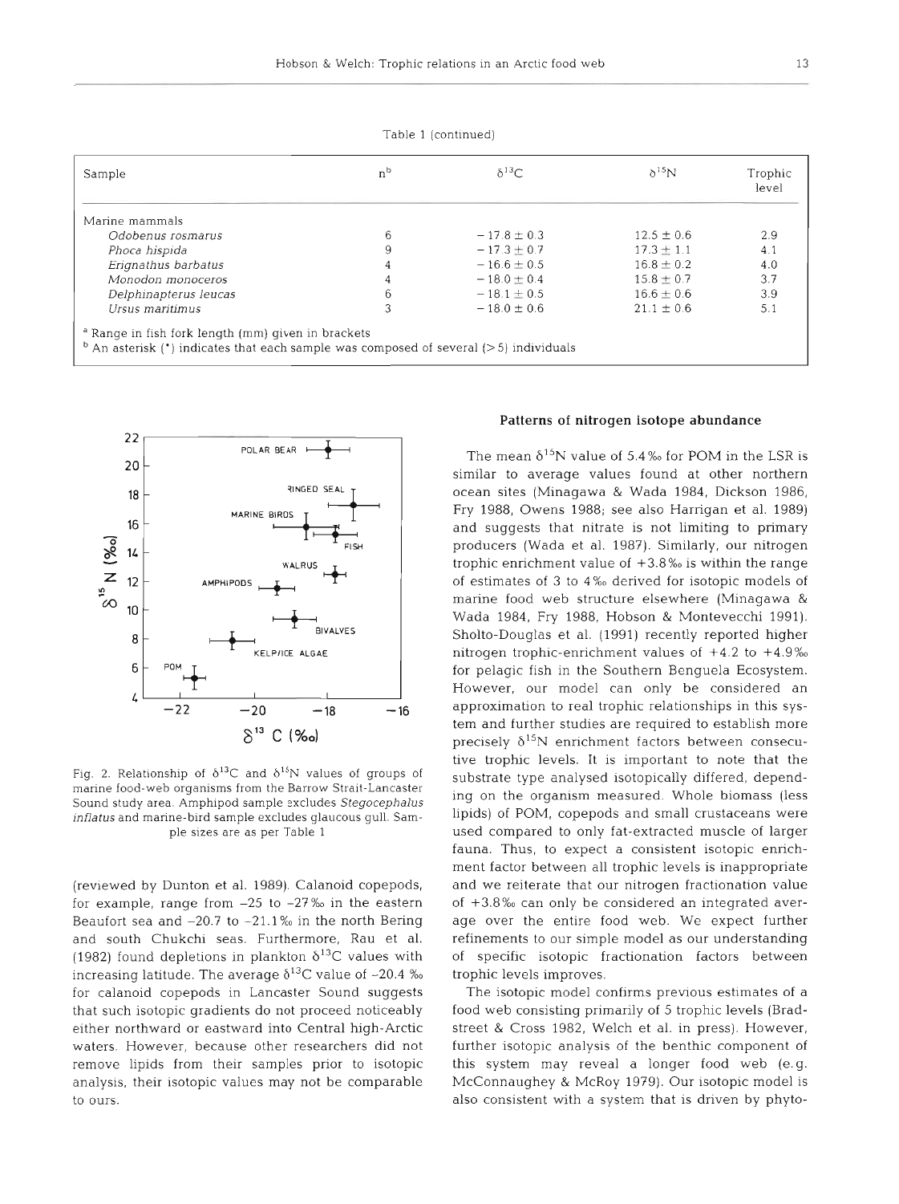Table 1 (continued)

| Sample | n[b] | $\delta^{13}C$ | $\delta^{15}N$ | Trophic level |
|---|---|---|---|---|
| Marine mammals | | | | |
| *Odobenus rosmarus* | 6 | $-17.8 \pm 0.3$ | $12.5 \pm 0.6$ | 2.9 |
| *Phoca hispida* | 9 | $-17.3 \pm 0.7$ | $17.3 \pm 1.1$ | 4.1 |
| *Erignathus barbatus* | 4 | $-16.6 \pm 0.5$ | $16.8 \pm 0.2$ | 4.0 |
| *Monodon monoceros* | 4 | $-18.0 \pm 0.4$ | $15.8 \pm 0.7$ | 3.7 |
| *Delphinapterus leucas* | 6 | $-18.1 \pm 0.5$ | $16.6 \pm 0.6$ | 3.9 |
| *Ursus maritimus* | 3 | $-18.0 \pm 0.6$ | $21.1 \pm 0.6$ | 5.1 |

[a] Range in fish fork length (mm) given in brackets
[b] An asterisk (*) indicates that each sample was composed of several (>5) individuals

Fig. 2. Relationship of $\delta^{13}C$ and $\delta^{15}N$ values of groups of marine food-web organisms from the Barrow Strait-Lancaster Sound study area. Amphipod sample excludes *Stegocephalus inflatus* and marine-bird sample excludes glaucous gull. Sample sizes are as per Table 1

(reviewed by Dunton et al. 1989). Calanoid copepods, for example, range from $-25$ to $-27$‰ in the eastern Beaufort sea and $-20.7$ to $-21.1$‰ in the north Bering and south Chukchi seas. Furthermore, Rau et al. (1982) found depletions in plankton $\delta^{13}C$ values with increasing latitude. The average $\delta^{13}C$ value of $-20.4$‰ for calanoid copepods in Lancaster Sound suggests that such isotopic gradients do not proceed noticeably either northward or eastward into Central high-Arctic waters. However, because other researchers did not remove lipids from their samples prior to isotopic analysis, their isotopic values may not be comparable to ours.

### Patterns of nitrogen isotope abundance

The mean $\delta^{15}N$ value of 5.4‰ for POM in the LSR is similar to average values found at other northern ocean sites (Minagawa & Wada 1984, Dickson 1986, Fry 1988, Owens 1988; see also Harrigan et al. 1989) and suggests that nitrate is not limiting to primary producers (Wada et al. 1987). Similarly, our nitrogen trophic enrichment value of +3.8‰ is within the range of estimates of 3 to 4‰ derived for isotopic models of marine food web structure elsewhere (Minagawa & Wada 1984, Fry 1988, Hobson & Montevecchi 1991). Sholto-Douglas et al. (1991) recently reported higher nitrogen trophic-enrichment values of +4.2 to +4.9‰ for pelagic fish in the Southern Benguela Ecosystem. However, our model can only be considered an approximation to real trophic relationships in this system and further studies are required to establish more precisely $\delta^{15}N$ enrichment factors between consecutive trophic levels. It is important to note that the substrate type analysed isotopically differed, depending on the organism measured. Whole biomass (less lipids) of POM, copepods and small crustaceans were used compared to only fat-extracted muscle of larger fauna. Thus, to expect a consistent isotopic enrichment factor between all trophic levels is inappropriate and we reiterate that our nitrogen fractionation value of +3.8‰ can only be considered an integrated average over the entire food web. We expect further refinements to our simple model as our understanding of specific isotopic fractionation factors between trophic levels improves.

The isotopic model confirms previous estimates of a food web consisting primarily of 5 trophic levels (Bradstreet & Cross 1982, Welch et al. in press). However, further isotopic analysis of the benthic component of this system may reveal a longer food web (e.g. McConnaughey & McRoy 1979). Our isotopic model is also consistent with a system that is driven by phyto-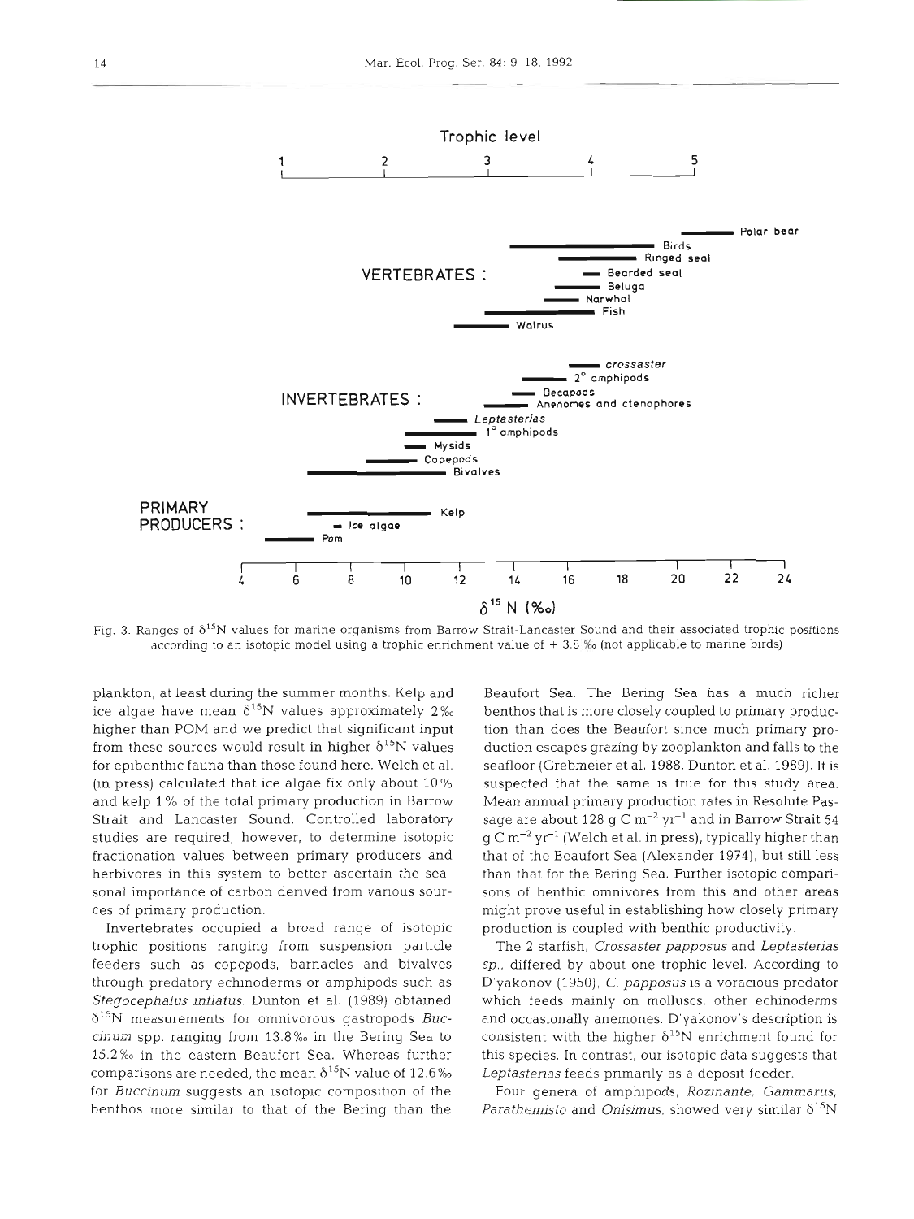Fig. 3. Ranges of $\delta^{15}N$ values for marine organisms from Barrow Strait-Lancaster Sound and their associated trophic positions according to an isotopic model using a trophic enrichment value of + 3.8 ‰ (not applicable to marine birds)

plankton, at least during the summer months. Kelp and ice algae have mean $\delta^{15}N$ values approximately 2‰ higher than POM and we predict that significant input from these sources would result in higher $\delta^{15}N$ values for epibenthic fauna than those found here. Welch et al. (in press) calculated that ice algae fix only about 10% and kelp 1% of the total primary production in Barrow Strait and Lancaster Sound. Controlled laboratory studies are required, however, to determine isotopic fractionation values between primary producers and herbivores in this system to better ascertain the seasonal importance of carbon derived from various sources of primary production.

Invertebrates occupied a broad range of isotopic trophic positions ranging from suspension particle feeders such as copepods, barnacles and bivalves through predatory echinoderms or amphipods such as *Stegocephalus inflatus*. Dunton et al. (1989) obtained $\delta^{15}N$ measurements for omnivorous gastropods *Buccinum* spp. ranging from 13.8‰ in the Bering Sea to 15.2‰ in the eastern Beaufort Sea. Whereas further comparisons are needed, the mean $\delta^{15}N$ value of 12.6‰ for *Buccinum* suggests an isotopic composition of the benthos more similar to that of the Bering than the Beaufort Sea. The Bering Sea has a much richer benthos that is more closely coupled to primary production than does the Beaufort since much primary production escapes grazing by zooplankton and falls to the seafloor (Grebmeier et al. 1988, Dunton et al. 1989). It is suspected that the same is true for this study area. Mean annual primary production rates in Resolute Passage are about 128 g C $m^{-2}$ $yr^{-1}$ and in Barrow Strait 54 g C $m^{-2}$ $yr^{-1}$ (Welch et al. in press), typically higher than that of the Beaufort Sea (Alexander 1974), but still less than that for the Bering Sea. Further isotopic comparisons of benthic omnivores from this and other areas might prove useful in establishing how closely primary production is coupled with benthic productivity.

The 2 starfish, *Crossaster papposus* and *Leptasterias* sp., differed by about one trophic level. According to D'yakonov (1950), *C. papposus* is a voracious predator which feeds mainly on molluscs, other echinoderms and occasionally anemones. D'yakonov's description is consistent with the higher $\delta^{15}N$ enrichment found for this species. In contrast, our isotopic data suggests that *Leptasterias* feeds primarily as a deposit feeder.

Four genera of amphipods, *Rozinante, Gammarus, Parathemisto* and *Onisimus*, showed very similar $\delta^{15}N$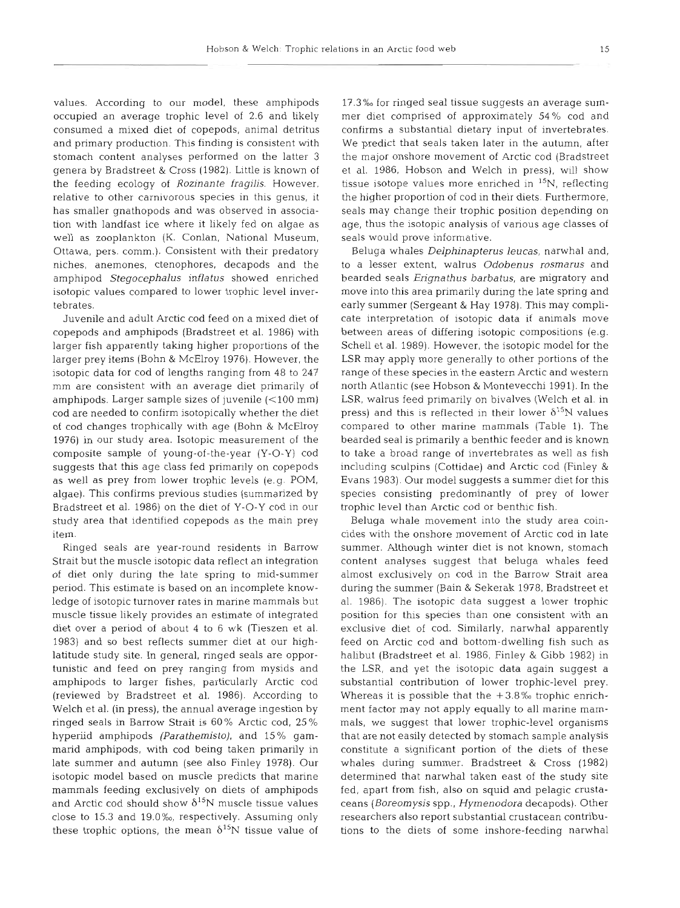values. According to our model, these amphipods occupied an average trophic level of 2.6 and likely consumed a mixed diet of copepods, animal detritus and primary production. This finding is consistent with stomach content analyses performed on the latter 3 genera by Bradstreet & Cross (1982). Little is known of the feeding ecology of *Rozinante fragilis*. However, relative to other carnivorous species in this genus, it has smaller gnathopods and was observed in association with landfast ice where it likely fed on algae as well as zooplankton (K. Conlan, National Museum, Ottawa, pers. comm.). Consistent with their predatory niches, anemones, ctenophores, decapods and the amphipod *Stegocephalus inflatus* showed enriched isotopic values compared to lower trophic level invertebrates.

Juvenile and adult Arctic cod feed on a mixed diet of copepods and amphipods (Bradstreet et al. 1986) with larger fish apparently taking higher proportions of the larger prey items (Bohn & McElroy 1976). However, the isotopic data for cod of lengths ranging from 48 to 247 mm are consistent with an average diet primarily of amphipods. Larger sample sizes of juvenile (<100 mm) cod are needed to confirm isotopically whether the diet of cod changes trophically with age (Bohn & McElroy 1976) in our study area. Isotopic measurement of the composite sample of young-of-the-year (Y-O-Y) cod suggests that this age class fed primarily on copepods as well as prey from lower trophic levels (e.g. POM, algae). This confirms previous studies (summarized by Bradstreet et al. 1986) on the diet of Y-O-Y cod in our study area that identified copepods as the main prey item.

Ringed seals are year-round residents in Barrow Strait but the muscle isotopic data reflect an integration of diet only during the late spring to mid-summer period. This estimate is based on an incomplete knowledge of isotopic turnover rates in marine mammals but muscle tissue likely provides an estimate of integrated diet over a period of about 4 to 6 wk (Tieszen et al. 1983) and so best reflects summer diet at our high-latitude study site. In general, ringed seals are opportunistic and feed on prey ranging from mysids and amphipods to larger fishes, particularly Arctic cod (reviewed by Bradstreet et al. 1986). According to Welch et al. (in press), the annual average ingestion by ringed seals in Barrow Strait is 60% Arctic cod, 25% hyperiid amphipods *(Parathemisto)*, and 15% gammarid amphipods, with cod being taken primarily in late summer and autumn (see also Finley 1978). Our isotopic model based on muscle predicts that marine mammals feeding exclusively on diets of amphipods and Arctic cod should show $\delta^{15}N$ muscle tissue values close to 15.3 and 19.0‰, respectively. Assuming only these trophic options, the mean $\delta^{15}N$ tissue value of 17.3‰ for ringed seal tissue suggests an average summer diet comprised of approximately 54% cod and confirms a substantial dietary input of invertebrates. We predict that seals taken later in the autumn, after the major onshore movement of Arctic cod (Bradstreet et al. 1986, Hobson and Welch in press), will show tissue isotope values more enriched in $^{15}N$, reflecting the higher proportion of cod in their diets. Furthermore, seals may change their trophic position depending on age, thus the isotopic analysis of various age classes of seals would prove informative.

Beluga whales *Delphinapterus leucas*, narwhal and, to a lesser extent, walrus *Odobenus rosmarus* and bearded seals *Erignathus barbatus*, are migratory and move into this area primarily during the late spring and early summer (Sergeant & Hay 1978). This may complicate interpretation of isotopic data if animals move between areas of differing isotopic compositions (e.g. Schell et al. 1989). However, the isotopic model for the LSR may apply more generally to other portions of the range of these species in the eastern Arctic and western north Atlantic (see Hobson & Montevecchi 1991). In the LSR, walrus feed primarily on bivalves (Welch et al. in press) and this is reflected in their lower $\delta^{15}N$ values compared to other marine mammals (Table 1). The bearded seal is primarily a benthic feeder and is known to take a broad range of invertebrates as well as fish including sculpins (Cottidae) and Arctic cod (Finley & Evans 1983). Our model suggests a summer diet for this species consisting predominantly of prey of lower trophic level than Arctic cod or benthic fish.

Beluga whale movement into the study area coincides with the onshore movement of Arctic cod in late summer. Although winter diet is not known, stomach content analyses suggest that beluga whales feed almost exclusively on cod in the Barrow Strait area during the summer (Bain & Sekerak 1978, Bradstreet et al. 1986). The isotopic data suggest a lower trophic position for this species than one consistent with an exclusive diet of cod. Similarly, narwhal apparently feed on Arctic cod and bottom-dwelling fish such as halibut (Bradstreet et al. 1986, Finley & Gibb 1982) in the LSR, and yet the isotopic data again suggest a substantial contribution of lower trophic-level prey. Whereas it is possible that the +3.8‰ trophic enrichment factor may not apply equally to all marine mammals, we suggest that lower trophic-level organisms that are not easily detected by stomach sample analysis constitute a significant portion of the diets of these whales during summer. Bradstreet & Cross (1982) determined that narwhal taken east of the study site fed, apart from fish, also on squid and pelagic crustaceans (*Boreomysis* spp., *Hymenodora* decapods). Other researchers also report substantial crustacean contributions to the diets of some inshore-feeding narwhal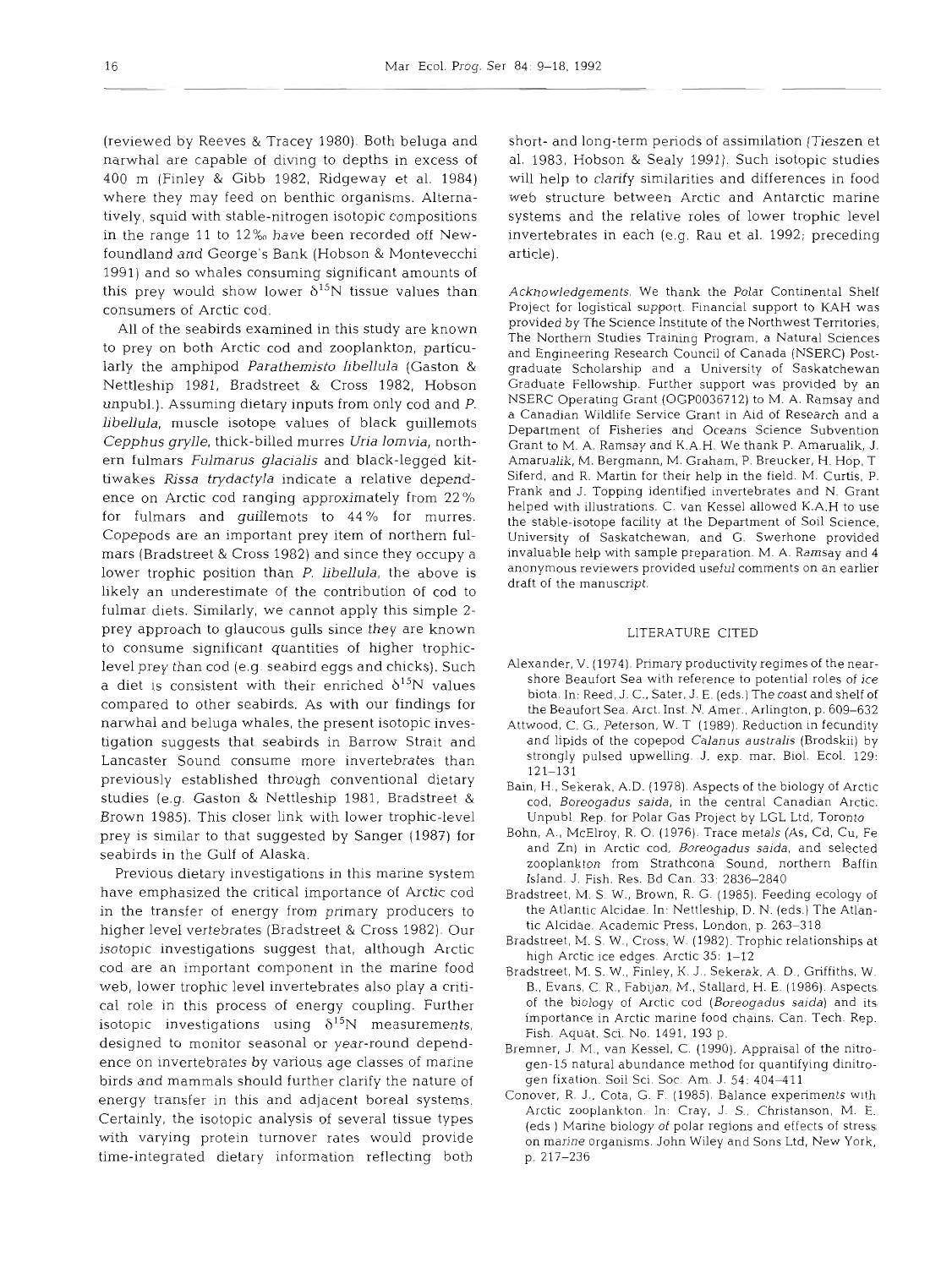(reviewed by Reeves & Tracey 1980). Both beluga and narwhal are capable of diving to depths in excess of 400 m (Finley & Gibb 1982, Ridgeway et al. 1984) where they may feed on benthic organisms. Alternatively, squid with stable-nitrogen isotopic compositions in the range 11 to 12‰ have been recorded off Newfoundland and George's Bank (Hobson & Montevecchi 1991) and so whales consuming significant amounts of this prey would show lower $\delta^{15}N$ tissue values than consumers of Arctic cod.

All of the seabirds examined in this study are known to prey on both Arctic cod and zooplankton, particularly the amphipod *Parathemisto libellula* (Gaston & Nettleship 1981, Bradstreet & Cross 1982, Hobson unpubl.). Assuming dietary inputs from only cod and *P. libellula*, muscle isotope values of black guillemots *Cepphus grylle*, thick-billed murres *Uria lomvia*, northern fulmars *Fulmarus glacialis* and black-legged kittiwakes *Rissa trydactyla* indicate a relative dependence on Arctic cod ranging approximately from 22% for fulmars and guillemots to 44% for murres. Copepods are an important prey item of northern fulmars (Bradstreet & Cross 1982) and since they occupy a lower trophic position than *P. libellula*, the above is likely an underestimate of the contribution of cod to fulmar diets. Similarly, we cannot apply this simple 2-prey approach to glaucous gulls since they are known to consume significant quantities of higher trophic-level prey than cod (e.g. seabird eggs and chicks). Such a diet is consistent with their enriched $\delta^{15}N$ values compared to other seabirds. As with our findings for narwhal and beluga whales, the present isotopic investigation suggests that seabirds in Barrow Strait and Lancaster Sound consume more invertebrates than previously established through conventional dietary studies (e.g. Gaston & Nettleship 1981, Bradstreet & Brown 1985). This closer link with lower trophic-level prey is similar to that suggested by Sanger (1987) for seabirds in the Gulf of Alaska.

Previous dietary investigations in this marine system have emphasized the critical importance of Arctic cod in the transfer of energy from primary producers to higher level vertebrates (Bradstreet & Cross 1982). Our isotopic investigations suggest that, although Arctic cod are an important component in the marine food web, lower trophic level invertebrates also play a critical role in this process of energy coupling. Further isotopic investigations using $\delta^{15}N$ measurements, designed to monitor seasonal or year-round dependence on invertebrates by various age classes of marine birds and mammals should further clarify the nature of energy transfer in this and adjacent boreal systems. Certainly, the isotopic analysis of several tissue types with varying protein turnover rates would provide time-integrated dietary information reflecting both short- and long-term periods of assimilation (Tieszen et al. 1983, Hobson & Sealy 1991). Such isotopic studies will help to clarify similarities and differences in food web structure between Arctic and Antarctic marine systems and the relative roles of lower trophic level invertebrates in each (e.g. Rau et al. 1992; preceding article).

*Acknowledgements.* We thank the Polar Continental Shelf Project for logistical support. Financial support to KAH was provided by The Science Institute of the Northwest Territories, The Northern Studies Training Program, a Natural Sciences and Engineering Research Council of Canada (NSERC) Postgraduate Scholarship and a University of Saskatchewan Graduate Fellowship. Further support was provided by an NSERC Operating Grant (OGP0036712) to M. A. Ramsay and a Canadian Wildlife Service Grant in Aid of Research and a Department of Fisheries and Oceans Science Subvention Grant to M. A. Ramsay and K.A.H. We thank P. Amarualik, J. Amarualik, M. Bergmann, M. Graham, P. Breucker, H. Hop, T. Siferd, and R. Martin for their help in the field. M. Curtis, P. Frank and J. Topping identified invertebrates and N. Grant helped with illustrations. C. van Kessel allowed K.A.H to use the stable-isotope facility at the Department of Soil Science, University of Saskatchewan, and G. Swerhone provided invaluable help with sample preparation. M. A. Ramsay and 4 anonymous reviewers provided useful comments on an earlier draft of the manuscript.

## LITERATURE CITED

Alexander, V. (1974). Primary productivity regimes of the nearshore Beaufort Sea with reference to potential roles of ice biota. In: Reed, J. C., Sater, J. E. (eds.) The coast and shelf of the Beaufort Sea. Arct. Inst. N. Amer., Arlington, p. 609–632

Attwood, C. G., Peterson, W. T. (1989). Reduction in fecundity and lipids of the copepod *Calanus australis* (Brodskii) by strongly pulsed upwelling. J. exp. mar. Biol. Ecol. 129: 121–131

Bain, H., Sekerak, A.D. (1978). Aspects of the biology of Arctic cod, *Boreogadus saida*, in the central Canadian Arctic. Unpubl. Rep. for Polar Gas Project by LGL Ltd, Toronto

Bohn, A., McElroy, R. O. (1976). Trace metals (As, Cd, Cu, Fe and Zn) in Arctic cod, *Boreogadus saida*, and selected zooplankton from Strathcona Sound, northern Baffin Island. J. Fish. Res. Bd Can. 33: 2836–2840

Bradstreet, M. S. W., Brown, R. G. (1985). Feeding ecology of the Atlantic Alcidae. In: Nettleship, D. N. (eds.) The Atlantic Alcidae. Academic Press, London, p. 263–318

Bradstreet, M. S. W., Cross, W. (1982). Trophic relationships at high Arctic ice edges. Arctic 35: 1–12

Bradstreet, M. S. W., Finley, K. J., Sekerak, A. D., Griffiths, W. B., Evans, C. R., Fabijan, M., Stallard, H. E. (1986). Aspects of the biology of Arctic cod (*Boreogadus saida*) and its importance in Arctic marine food chains. Can. Tech. Rep. Fish. Aquat. Sci. No. 1491, 193 p.

Bremner, J. M., van Kessel, C. (1990). Appraisal of the nitrogen-15 natural abundance method for quantifying dinitrogen fixation. Soil Sci. Soc. Am. J. 54: 404–411

Conover, R. J., Cota, G. F. (1985). Balance experiments with Arctic zooplankton. In: Cray, J. S., Christanson, M. E. (eds.) Marine biology of polar regions and effects of stress on marine organisms. John Wiley and Sons Ltd, New York, p. 217–236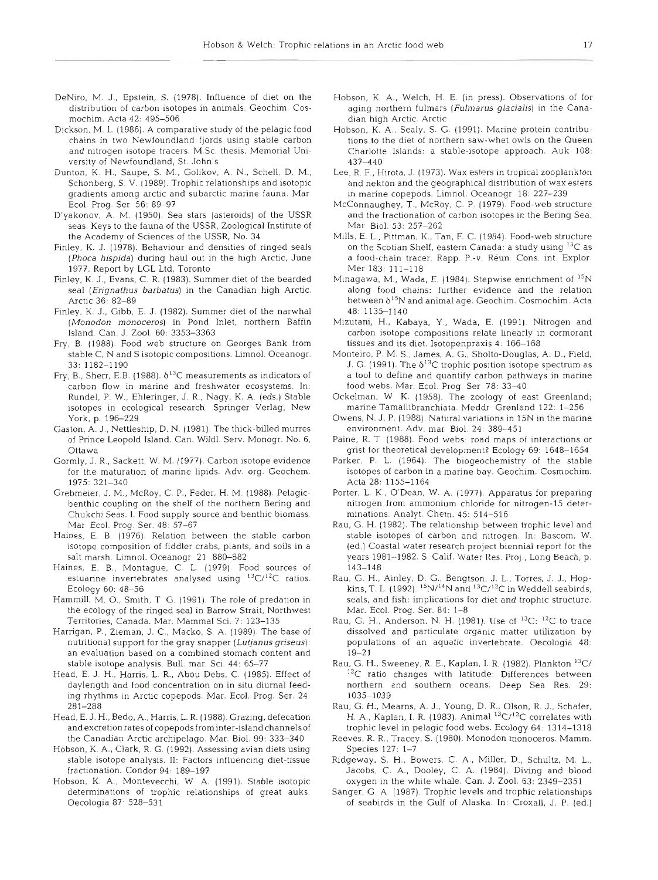DeNiro, M. J., Epstein, S. (1978). Influence of diet on the distribution of carbon isotopes in animals. Geochim. Cosmochim. Acta 42: 495–506

Dickson, M. L. (1986). A comparative study of the pelagic food chains in two Newfoundland fjords using stable carbon and nitrogen isotope tracers. M.Sc. thesis, Memorial University of Newfoundland, St. John's

Dunton, K. H., Saupe, S. M., Golikov, A. N., Schell, D. M., Schonberg, S. V. (1989). Trophic relationships and isotopic gradients among arctic and subarctic marine fauna. Mar Ecol. Prog. Ser 56: 89–97

D'yakonov, A. M. (1950). Sea stars (asteroids) of the USSR seas. Keys to the fauna of the USSR, Zoological Institute of the Academy of Sciences of the USSR, No. 34

Finley, K. J. (1978). Behaviour and densities of ringed seals (*Phoca hispida*) during haul out in the high Arctic, June 1977. Report by LGL Ltd, Toronto

Finley, K. J., Evans, C. R. (1983). Summer diet of the bearded seal (*Erignathus barbatus*) in the Canadian high Arctic. Arctic 36: 82–89

Finley, K. J., Gibb, E. J. (1982). Summer diet of the narwhal (*Monodon monoceros*) in Pond Inlet, northern Baffin Island. Can. J. Zool. 60: 3353–3363

Fry, B. (1988). Food web structure on Georges Bank from stable C, N and S isotopic compositions. Limnol. Oceanogr. 33: 1182–1190

Fry, B., Sherr, E.B. (1988). $\delta^{13}C$ measurements as indicators of carbon flow in marine and freshwater ecosystems. In: Rundel, P. W., Ehleringer, J. R., Nagy, K. A. (eds.) Stable isotopes in ecological research. Springer Verlag, New York, p. 196–229

Gaston, A. J., Nettleship, D. N. (1981). The thick-billed murres of Prince Leopold Island. Can. Wildl. Serv. Monogr. No. 6, Ottawa

Gormly, J. R., Sackett, W. M. (1977). Carbon isotope evidence for the maturation of marine lipids. Adv. org. Geochem. 1975: 321–340

Grebmeier, J. M., McRoy, C. P., Feder, H. M. (1988). Pelagic-benthic coupling on the shelf of the northern Bering and Chukchi Seas. I. Food supply source and benthic biomass. Mar Ecol. Prog. Ser. 48: 57–67

Haines, E. B. (1976). Relation between the stable carbon isotope composition of fiddler crabs, plants, and soils in a salt marsh. Limnol. Oceanogr 21 880–882

Haines, E. B., Montague, C. L. (1979). Food sources of estuarine invertebrates analysed using $^{13}C/^{12}C$ ratios. Ecology 60: 48–56

Hammill, M. O., Smith, T G. (1991). The role of predation in the ecology of the ringed seal in Barrow Strait, Northwest Territories, Canada. Mar. Mammal Sci. 7: 123–135

Harrigan, P., Zieman, J. C., Macko, S. A. (1989). The base of nutritional support for the gray snapper (*Lutjanus griseus*): an evaluation based on a combined stomach content and stable isotope analysis. Bull. mar. Sci. 44: 65–77

Head, E. J. H., Harris, L. R., Abou Debs, C. (1985). Effect of daylength and food concentration on in situ diurnal feeding rhythms in Arctic copepods. Mar. Ecol. Prog. Ser. 24: 281–288

Head, E. J. H., Bedo, A., Harris, L. R. (1988). Grazing, defecation and excretion rates of copepods from inter-island channels of the Canadian Arctic archipelago. Mar. Biol. 99: 333–340

Hobson, K. A., Clark, R. G. (1992). Assessing avian diets using stable isotope analysis. II: Factors influencing diet-tissue fractionation. Condor 94: 189–197

Hobson, K. A., Montevecchi, W. A. (1991). Stable isotopic determinations of trophic relationships of great auks. Oecologia 87: 528–531

Hobson, K. A., Welch, H. E. (in press). Observations of foraging northern fulmars (*Fulmarus glacialis*) in the Canadian high Arctic. Arctic

Hobson, K. A., Sealy, S. G. (1991). Marine protein contributions to the diet of northern saw-whet owls on the Queen Charlotte Islands: a stable-isotope approach. Auk 108: 437–440

Lee, R. F., Hirota, J. (1973). Wax esters in tropical zooplankton and nekton and the geographical distribution of wax esters in marine copepods. Limnol. Oceanogr 18: 227–239

McConnaughey, T., McRoy, C. P. (1979). Food-web structure and the fractionation of carbon isotopes in the Bering Sea. Mar Biol. 53: 257–262

Mills, E. L., Pittman, K., Tan, F. C. (1984). Food-web structure on the Scotian Shelf, eastern Canada: a study using $^{13}C$ as a food-chain tracer. Rapp. P.-v. Réun. Cons. int. Explor Mer 183: 111–118

Minagawa, M., Wada, E. (1984). Stepwise enrichment of $^{15}N$ along food chains: further evidence and the relation between $\delta^{15}N$ and animal age. Geochim. Cosmochim. Acta 48: 1135–1140

Mizutani, H., Kabaya, Y., Wada, E. (1991). Nitrogen and carbon isotope compositions relate linearly in cormorant tissues and its diet. Isotopenpraxis 4: 166–168

Monteiro, P. M. S., James, A. G., Sholto-Douglas, A. D., Field, J. G. (1991). The $\delta^{13}C$ trophic position isotope spectrum as a tool to define and quantify carbon pathways in marine food webs. Mar. Ecol. Prog. Ser 78: 33–40

Ockelman, W. K. (1958). The zoology of east Greenland; marine Tamallibranchiata. Meddr Grønland 122: 1–256

Owens, N. J. P. (1988). Natural variations in 15N in the marine environment. Adv. mar Biol. 24: 389–451

Paine, R. T (1988). Food webs: road maps of interactions or grist for theoretical development? Ecology 69: 1648–1654

Parker, P. L. (1964). The biogeochemistry of the stable isotopes of carbon in a marine bay. Geochim. Cosmochim. Acta 28: 1155–1164

Porter, L. K., O'Dean, W. A. (1977). Apparatus for preparing nitrogen from ammonium chloride for nitrogen-15 determinations. Analyt. Chem. 45: 514–516

Rau, G. H. (1982). The relationship between trophic level and stable isotopes of carbon and nitrogen. In: Bascom, W. (ed.) Coastal water research project biennial report for the years 1981–1982. S. Calif. Water Res. Proj., Long Beach, p. 143–148

Rau, G. H., Ainley, D. G., Bengtson, J. L., Torres, J. J., Hopkins, T. L. (1992). $^{15}N/^{14}N$ and $^{13}C/^{12}C$ in Weddell seabirds, seals, and fish: implications for diet and trophic structure. Mar. Ecol. Prog. Ser. 84: 1–8

Rau, G. H., Anderson, N. H. (1981). Use of $^{13}C$: $^{12}C$ to trace dissolved and particulate organic matter utilization by populations of an aquatic invertebrate. Oecologia 48: 19–21

Rau, G. H., Sweeney, R. E., Kaplan, I. R. (1982). Plankton $^{13}C/^{12}C$ ratio changes with latitude: Differences between northern and southern oceans. Deep Sea Res. 29: 1035–1039

Rau, G. H., Mearns, A. J., Young, D. R., Olson, R. J., Schafer, H. A., Kaplan, I. R. (1983). Animal $^{13}C/^{12}C$ correlates with trophic level in pelagic food webs. Ecology 64: 1314–1318

Reeves, R. R., Tracey, S. (1980). Monodon monoceros. Mamm. Species 127: 1–7

Ridgeway, S. H., Bowers, C. A., Miller, D., Schultz, M. L., Jacobs, C. A., Dooley, C. A. (1984). Diving and blood oxygen in the white whale. Can. J. Zool. 63: 2349–2351

Sanger, G. A. (1987). Trophic levels and trophic relationships of seabirds in the Gulf of Alaska. In: Croxall, J. P. (ed.)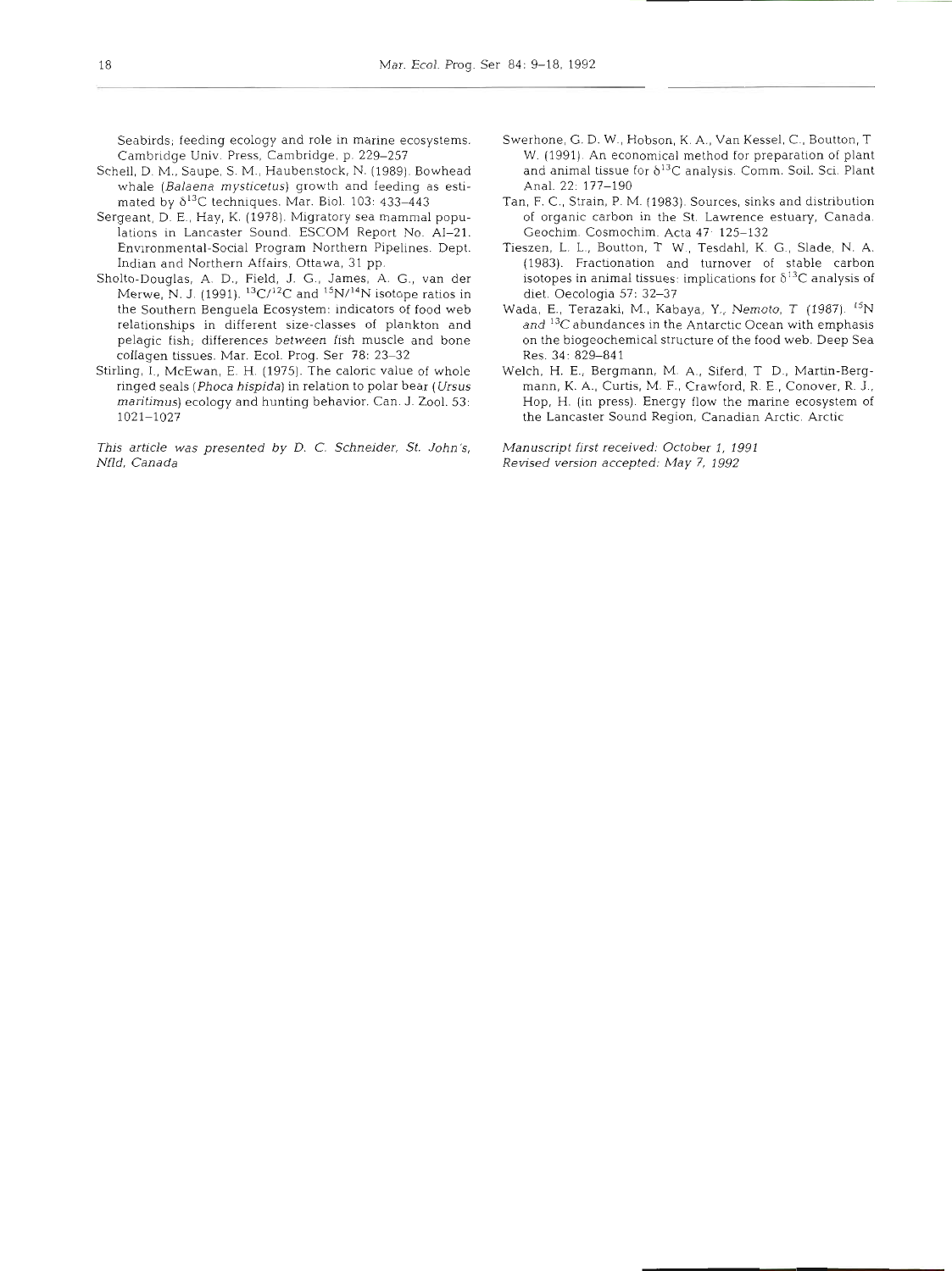Seabirds; feeding ecology and role in marine ecosystems. Cambridge Univ. Press, Cambridge, p. 229–257

Schell, D. M., Saupe, S. M., Haubenstock, N. (1989). Bowhead whale (*Balaena mysticetus*) growth and feeding as estimated by $\delta^{13}C$ techniques. Mar. Biol. 103: 433–443

Sergeant, D. E., Hay, K. (1978). Migratory sea mammal populations in Lancaster Sound. ESCOM Report No. AI–21. Environmental-Social Program Northern Pipelines. Dept. Indian and Northern Affairs, Ottawa, 31 pp.

Sholto-Douglas, A. D., Field, J. G., James, A. G., van der Merwe, N. J. (1991). $^{13}C/^{12}C$ and $^{15}N/^{14}N$ isotope ratios in the Southern Benguela Ecosystem: indicators of food web relationships in different size-classes of plankton and pelagic fish; differences between fish muscle and bone collagen tissues. Mar. Ecol. Prog. Ser 78: 23–32

Stirling, I., McEwan, E. H. (1975). The caloric value of whole ringed seals (*Phoca hispida*) in relation to polar bear (*Ursus maritimus*) ecology and hunting behavior. Can. J. Zool. 53: 1021–1027

Swerhone, G. D. W., Hobson, K. A., Van Kessel, C., Boutton, T. W. (1991). An economical method for preparation of plant and animal tissue for $\delta^{13}C$ analysis. Comm. Soil. Sci. Plant Anal. 22: 177–190

Tan, F. C., Strain, P. M. (1983). Sources, sinks and distribution of organic carbon in the St. Lawrence estuary, Canada. Geochim. Cosmochim. Acta 47: 125–132

Tieszen, L. L., Boutton, T. W., Tesdahl, K. G., Slade, N. A. (1983). Fractionation and turnover of stable carbon isotopes in animal tissues: implications for $\delta^{13}C$ analysis of diet. Oecologia 57: 32–37

Wada, E., Terazaki, M., Kabaya, Y., Nemoto, T. (1987). $^{15}N$ and $^{13}C$ abundances in the Antarctic Ocean with emphasis on the biogeochemical structure of the food web. Deep Sea Res. 34: 829–841

Welch, H. E., Bergmann, M. A., Siferd, T. D., Martin-Bergmann, K. A., Curtis, M. F., Crawford, R. E., Conover, R. J., Hop, H. (in press). Energy flow the marine ecosystem of the Lancaster Sound Region, Canadian Arctic. Arctic

*This article was presented by D. C. Schneider, St. John's, Nfld, Canada*

*Manuscript first received: October 1, 1991*
*Revised version accepted: May 7, 1992*